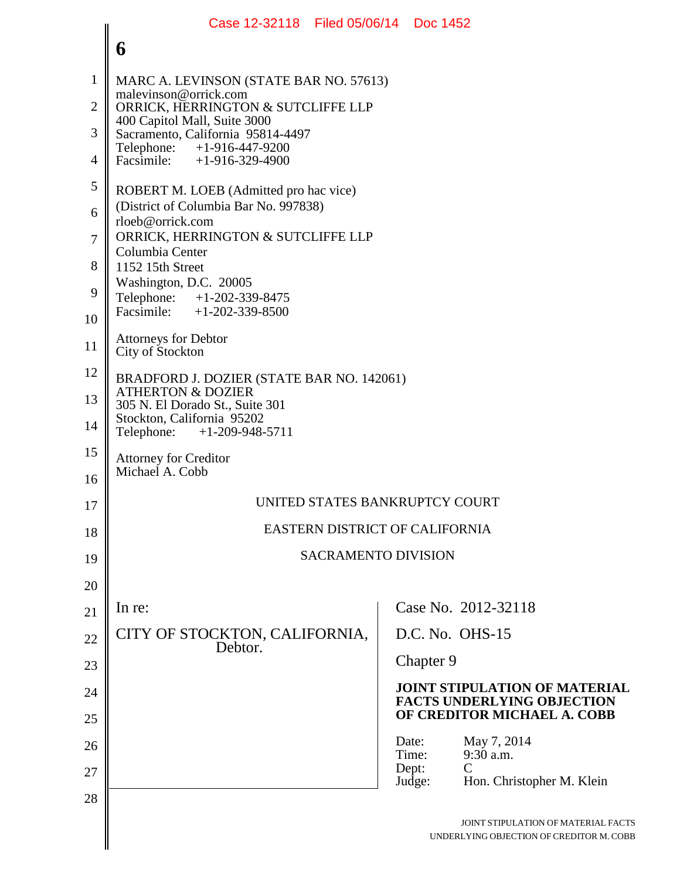MARC A. LEVINSON (STATE BAR NO. 57613)
malevinson@orrick.com
ORRICK, HERRINGTON & SUTCLIFFE LLP
400 Capitol Mall, Suite 3000
Sacramento, California 95814-4497
Telephone: +1-916-447-9200
Facsimile: +1-916-329-4900

ROBERT M. LOEB (Admitted pro hac vice)
(District of Columbia Bar No. 997838)
rloeb@orrick.com
ORRICK, HERRINGTON & SUTCLIFFE LLP
Columbia Center
1152 15th Street
Washington, D.C. 20005
Telephone: +1-202-339-8475
Facsimile: +1-202-339-8500

Attorneys for Debtor
City of Stockton

BRADFORD J. DOZIER (STATE BAR NO. 142061)
ATHERTON & DOZIER
305 N. El Dorado St., Suite 301
Stockton, California 95202
Telephone: +1-209-948-5711

Attorney for Creditor
Michael A. Cobb

UNITED STATES BANKRUPTCY COURT

EASTERN DISTRICT OF CALIFORNIA

SACRAMENTO DIVISION

In re:

CITY OF STOCKTON, CALIFORNIA,
Debtor.

Case No. 2012-32118

D.C. No. OHS-15

Chapter 9

**JOINT STIPULATION OF MATERIAL FACTS UNDERLYING OBJECTION OF CREDITOR MICHAEL A. COBB**

Date: May 7, 2014
Time: 9:30 a.m.
Dept: C
Judge: Hon. Christopher M. Klein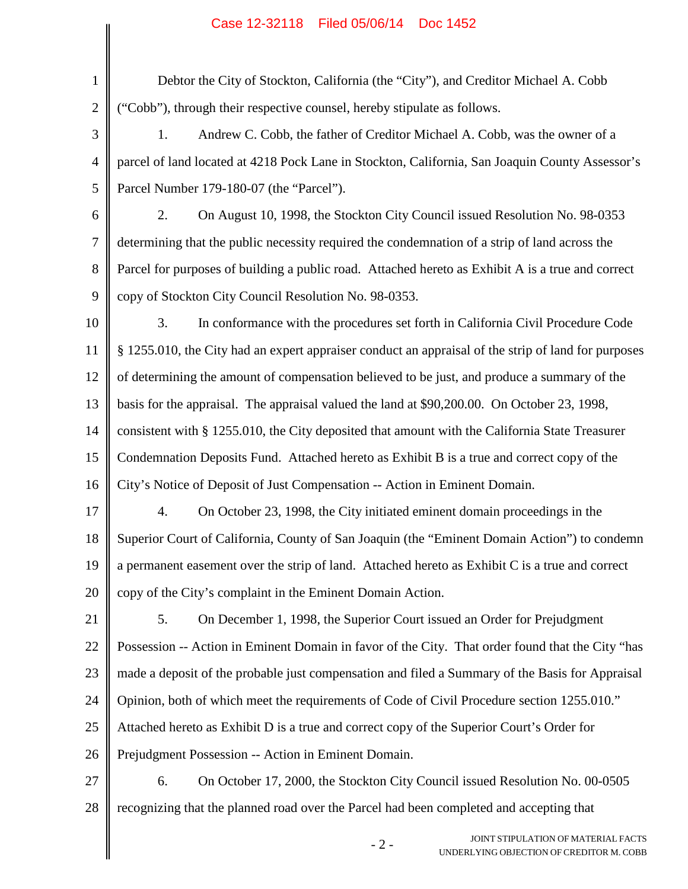Debtor the City of Stockton, California (the "City"), and Creditor Michael A. Cobb ("Cobb"), through their respective counsel, hereby stipulate as follows.

1. Andrew C. Cobb, the father of Creditor Michael A. Cobb, was the owner of a parcel of land located at 4218 Pock Lane in Stockton, California, San Joaquin County Assessor's Parcel Number 179-180-07 (the "Parcel").

2. On August 10, 1998, the Stockton City Council issued Resolution No. 98-0353 determining that the public necessity required the condemnation of a strip of land across the Parcel for purposes of building a public road. Attached hereto as Exhibit A is a true and correct copy of Stockton City Council Resolution No. 98-0353.

3. In conformance with the procedures set forth in California Civil Procedure Code § 1255.010, the City had an expert appraiser conduct an appraisal of the strip of land for purposes of determining the amount of compensation believed to be just, and produce a summary of the basis for the appraisal. The appraisal valued the land at $90,200.00. On October 23, 1998, consistent with § 1255.010, the City deposited that amount with the California State Treasurer Condemnation Deposits Fund. Attached hereto as Exhibit B is a true and correct copy of the City's Notice of Deposit of Just Compensation -- Action in Eminent Domain.

4. On October 23, 1998, the City initiated eminent domain proceedings in the Superior Court of California, County of San Joaquin (the "Eminent Domain Action") to condemn a permanent easement over the strip of land. Attached hereto as Exhibit C is a true and correct copy of the City's complaint in the Eminent Domain Action.

5. On December 1, 1998, the Superior Court issued an Order for Prejudgment Possession -- Action in Eminent Domain in favor of the City. That order found that the City "has made a deposit of the probable just compensation and filed a Summary of the Basis for Appraisal Opinion, both of which meet the requirements of Code of Civil Procedure section 1255.010." Attached hereto as Exhibit D is a true and correct copy of the Superior Court's Order for Prejudgment Possession -- Action in Eminent Domain.

6. On October 17, 2000, the Stockton City Council issued Resolution No. 00-0505 recognizing that the planned road over the Parcel had been completed and accepting that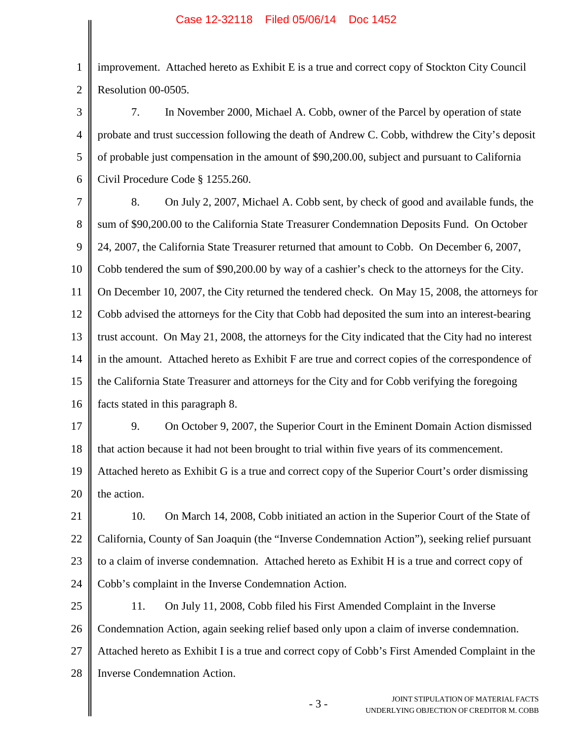improvement. Attached hereto as Exhibit E is a true and correct copy of Stockton City Council Resolution 00-0505.

7. In November 2000, Michael A. Cobb, owner of the Parcel by operation of state probate and trust succession following the death of Andrew C. Cobb, withdrew the City's deposit of probable just compensation in the amount of $90,200.00, subject and pursuant to California Civil Procedure Code § 1255.260.

8. On July 2, 2007, Michael A. Cobb sent, by check of good and available funds, the sum of $90,200.00 to the California State Treasurer Condemnation Deposits Fund. On October 24, 2007, the California State Treasurer returned that amount to Cobb. On December 6, 2007, Cobb tendered the sum of $90,200.00 by way of a cashier's check to the attorneys for the City. On December 10, 2007, the City returned the tendered check. On May 15, 2008, the attorneys for Cobb advised the attorneys for the City that Cobb had deposited the sum into an interest-bearing trust account. On May 21, 2008, the attorneys for the City indicated that the City had no interest in the amount. Attached hereto as Exhibit F are true and correct copies of the correspondence of the California State Treasurer and attorneys for the City and for Cobb verifying the foregoing facts stated in this paragraph 8.

9. On October 9, 2007, the Superior Court in the Eminent Domain Action dismissed that action because it had not been brought to trial within five years of its commencement. Attached hereto as Exhibit G is a true and correct copy of the Superior Court's order dismissing the action.

10. On March 14, 2008, Cobb initiated an action in the Superior Court of the State of California, County of San Joaquin (the "Inverse Condemnation Action"), seeking relief pursuant to a claim of inverse condemnation. Attached hereto as Exhibit H is a true and correct copy of Cobb's complaint in the Inverse Condemnation Action.

11. On July 11, 2008, Cobb filed his First Amended Complaint in the Inverse Condemnation Action, again seeking relief based only upon a claim of inverse condemnation. Attached hereto as Exhibit I is a true and correct copy of Cobb's First Amended Complaint in the Inverse Condemnation Action.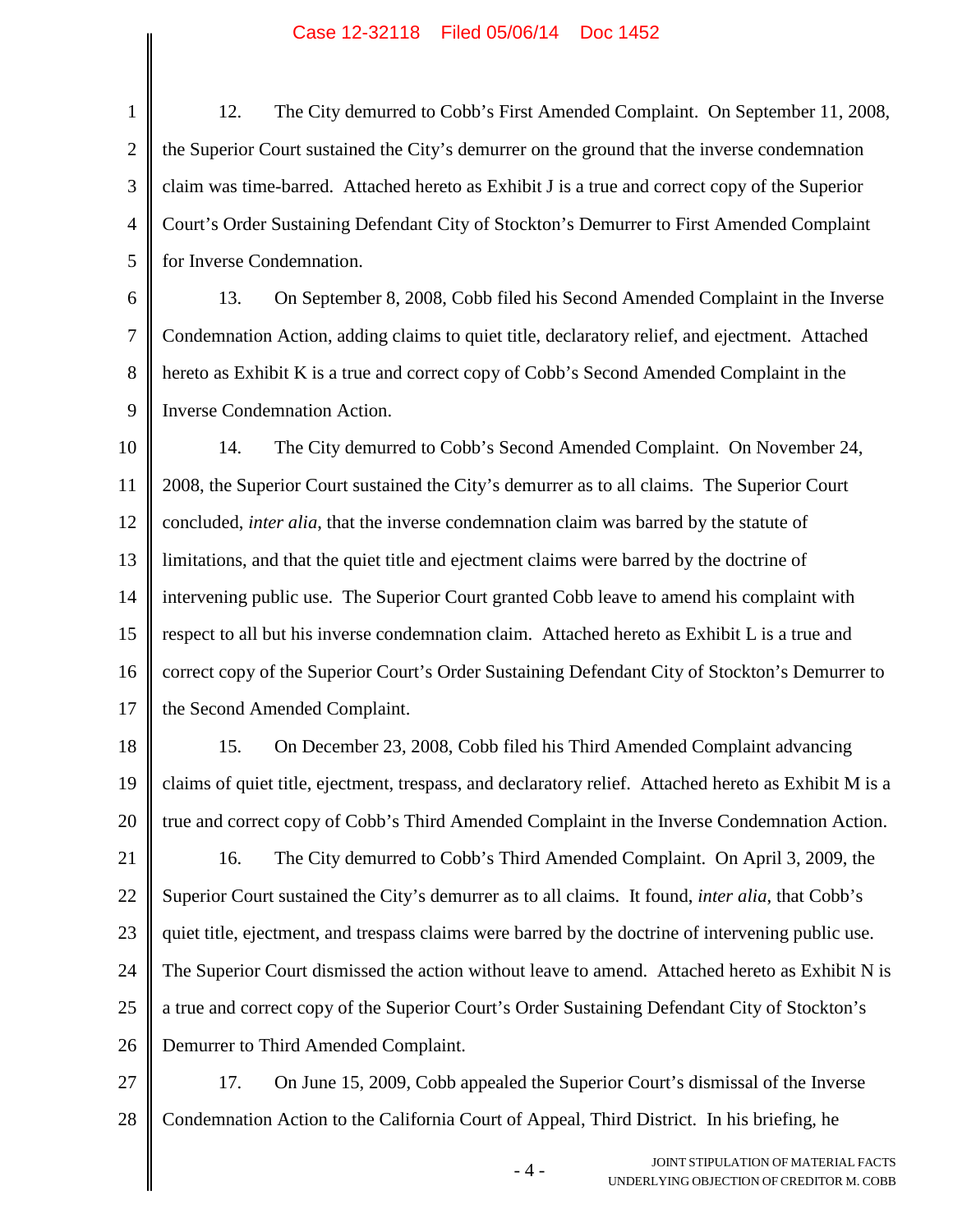12. The City demurred to Cobb's First Amended Complaint. On September 11, 2008, the Superior Court sustained the City's demurrer on the ground that the inverse condemnation claim was time-barred. Attached hereto as Exhibit J is a true and correct copy of the Superior Court's Order Sustaining Defendant City of Stockton's Demurrer to First Amended Complaint for Inverse Condemnation.

13. On September 8, 2008, Cobb filed his Second Amended Complaint in the Inverse Condemnation Action, adding claims to quiet title, declaratory relief, and ejectment. Attached hereto as Exhibit K is a true and correct copy of Cobb's Second Amended Complaint in the Inverse Condemnation Action.

14. The City demurred to Cobb's Second Amended Complaint. On November 24, 2008, the Superior Court sustained the City's demurrer as to all claims. The Superior Court concluded, *inter alia*, that the inverse condemnation claim was barred by the statute of limitations, and that the quiet title and ejectment claims were barred by the doctrine of intervening public use. The Superior Court granted Cobb leave to amend his complaint with respect to all but his inverse condemnation claim. Attached hereto as Exhibit L is a true and correct copy of the Superior Court's Order Sustaining Defendant City of Stockton's Demurrer to the Second Amended Complaint.

15. On December 23, 2008, Cobb filed his Third Amended Complaint advancing claims of quiet title, ejectment, trespass, and declaratory relief. Attached hereto as Exhibit M is a true and correct copy of Cobb's Third Amended Complaint in the Inverse Condemnation Action.

16. The City demurred to Cobb's Third Amended Complaint. On April 3, 2009, the Superior Court sustained the City's demurrer as to all claims. It found, *inter alia*, that Cobb's quiet title, ejectment, and trespass claims were barred by the doctrine of intervening public use. The Superior Court dismissed the action without leave to amend. Attached hereto as Exhibit N is a true and correct copy of the Superior Court's Order Sustaining Defendant City of Stockton's Demurrer to Third Amended Complaint.

17. On June 15, 2009, Cobb appealed the Superior Court's dismissal of the Inverse Condemnation Action to the California Court of Appeal, Third District. In his briefing, he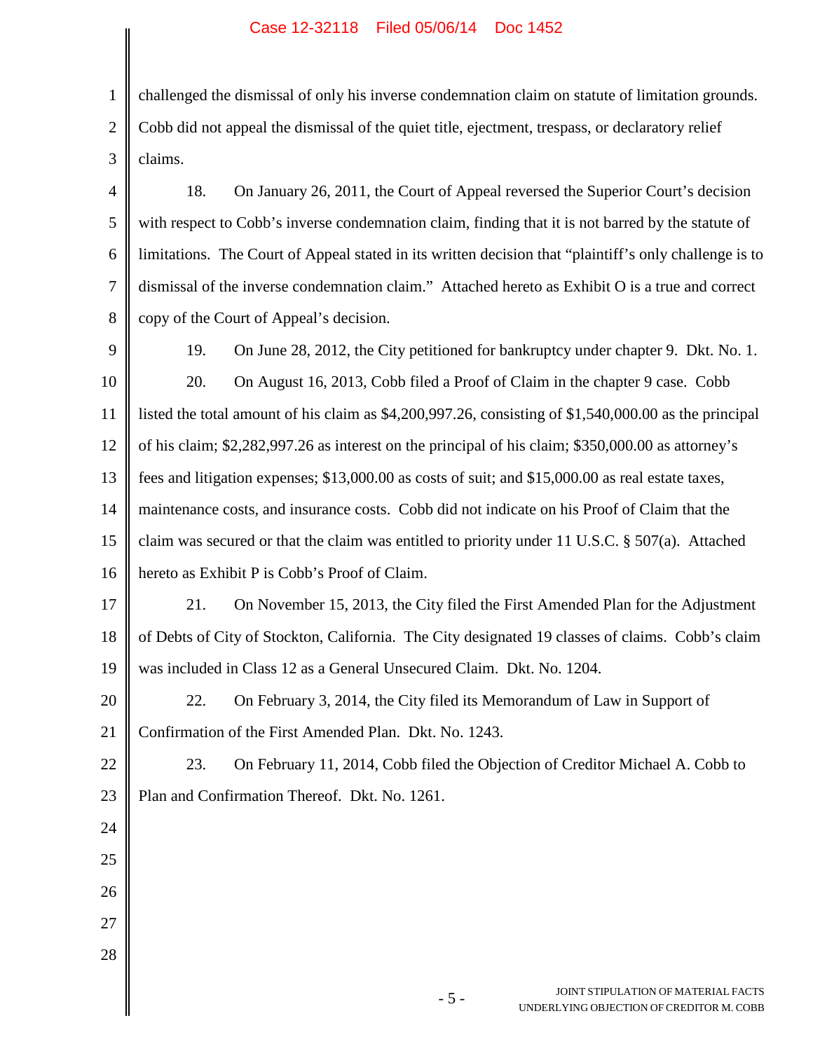challenged the dismissal of only his inverse condemnation claim on statute of limitation grounds. Cobb did not appeal the dismissal of the quiet title, ejectment, trespass, or declaratory relief claims.

18. On January 26, 2011, the Court of Appeal reversed the Superior Court's decision with respect to Cobb's inverse condemnation claim, finding that it is not barred by the statute of limitations. The Court of Appeal stated in its written decision that "plaintiff's only challenge is to dismissal of the inverse condemnation claim." Attached hereto as Exhibit O is a true and correct copy of the Court of Appeal's decision.

19. On June 28, 2012, the City petitioned for bankruptcy under chapter 9. Dkt. No. 1.

20. On August 16, 2013, Cobb filed a Proof of Claim in the chapter 9 case. Cobb listed the total amount of his claim as $4,200,997.26, consisting of $1,540,000.00 as the principal of his claim; $2,282,997.26 as interest on the principal of his claim; $350,000.00 as attorney's fees and litigation expenses; $13,000.00 as costs of suit; and $15,000.00 as real estate taxes, maintenance costs, and insurance costs. Cobb did not indicate on his Proof of Claim that the claim was secured or that the claim was entitled to priority under 11 U.S.C. § 507(a). Attached hereto as Exhibit P is Cobb's Proof of Claim.

21. On November 15, 2013, the City filed the First Amended Plan for the Adjustment of Debts of City of Stockton, California. The City designated 19 classes of claims. Cobb's claim was included in Class 12 as a General Unsecured Claim. Dkt. No. 1204.

22. On February 3, 2014, the City filed its Memorandum of Law in Support of Confirmation of the First Amended Plan. Dkt. No. 1243.

23. On February 11, 2014, Cobb filed the Objection of Creditor Michael A. Cobb to Plan and Confirmation Thereof. Dkt. No. 1261.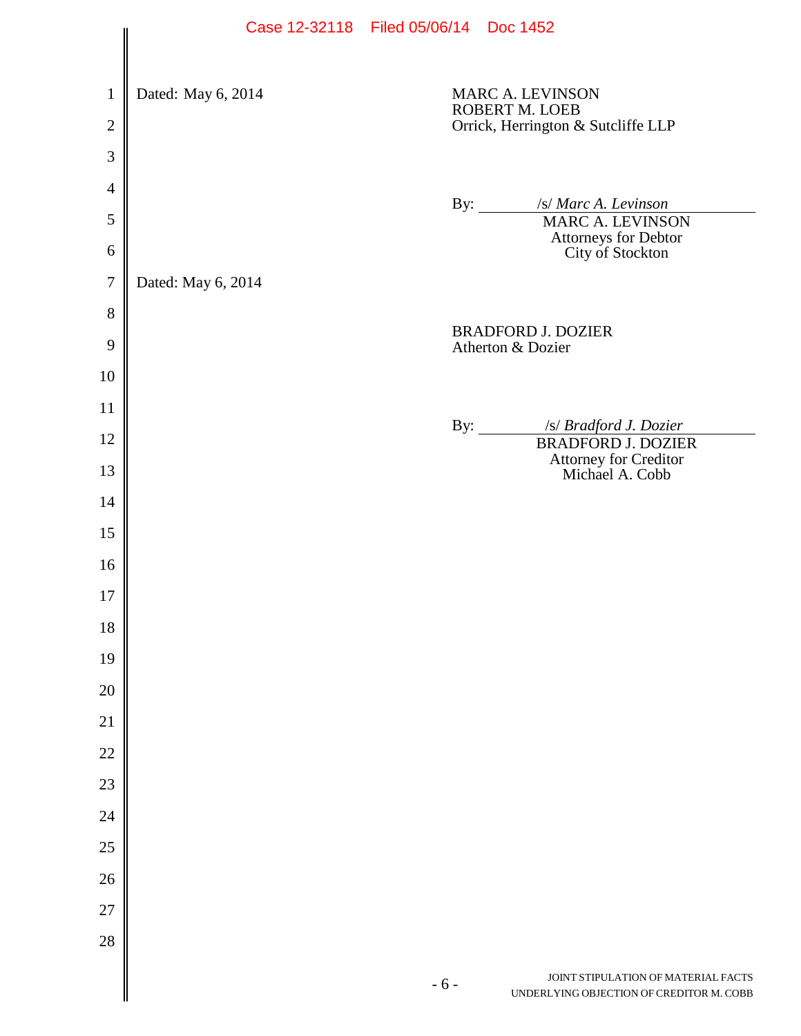Dated: May 6, 2014

MARC A. LEVINSON
ROBERT M. LOEB
Orrick, Herrington & Sutcliffe LLP

By: /s/ *Marc A. Levinson*
MARC A. LEVINSON
Attorneys for Debtor
City of Stockton

Dated: May 6, 2014

BRADFORD J. DOZIER
Atherton & Dozier

By: /s/ *Bradford J. Dozier*
BRADFORD J. DOZIER
Attorney for Creditor
Michael A. Cobb